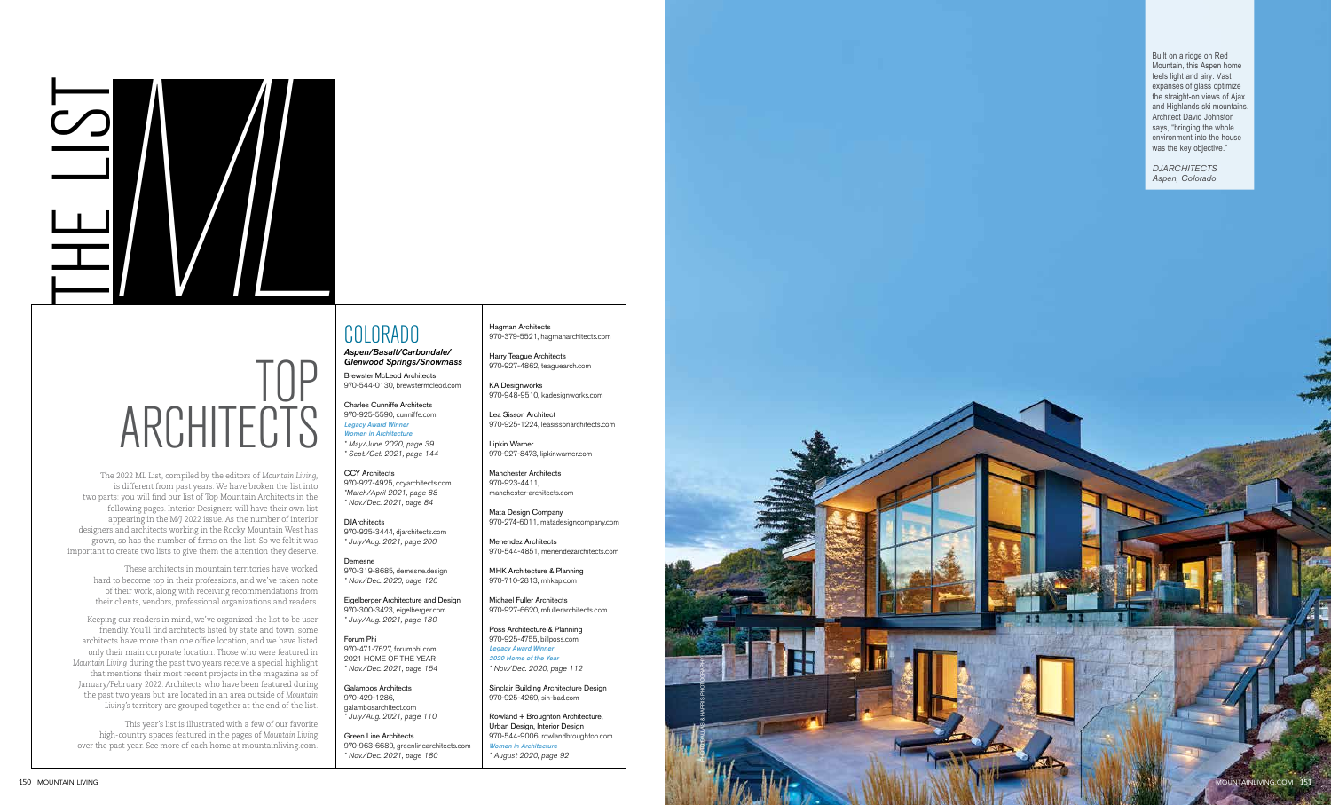# THE LIST ML

# TOP ARCHITECTS

The 2022 ML List, compiled by the editors of *Mountain Living*, is different from past years. We have broken the list into two parts: you will find our list of Top Mountain Architects in the following pages. Interior Designers will have their own list appearing in the M/J 2022 issue. As the number of interior designers and architects working in the Rocky Mountain West has grown, so has the number of firms on the list. So we felt it was important to create two lists to give them the attention they deserve.

These architects in mountain territories have worked hard to become top in their professions, and we've taken note of their work, along with receiving recommendations from their clients, vendors, professional organizations and readers.

Keeping our readers in mind, we've organized the list to be user friendly. You'll find architects listed by state and town; some architects have more than one office location, and we have listed only their main corporate location. Those who were featured in *Mountain Living* during the past two years receive a special highlight that mentions their most recent projects in the magazine as of January/February 2022. Architects who have been featured during the past two years but are located in an area outside of *Mountain Living's* territory are grouped together at the end of the list.

This year's list is illustrated with a few of our favorite high-country spaces featured in the pages of *Mountain Living* over the past year. See more of each home at mountainliving.com.

## COLORADO

### *Aspen/Basalt/Carbondale/Glenwood Springs/Snowmass*

Brewster McLeod Architects
970-544-0130, brewstermcleod.com

Charles Cunniffe Architects
970-925-5590, cunniffe.com
*Legacy Award Winner*
*Women in Architecture*
*\* May/June 2020, page 39*
*\* Sept./Oct. 2021, page 144*

CCY Architects
970-927-4925, ccyarchitects.com
*\*March/April 2021, page 88*
*\* Nov./Dec. 2021, page 84*

DJArchitects
970-925-3444, djarchitects.com
*\* July/Aug. 2021, page 200*

Demesne
970-319-8685, demesne.design
*\* Nov./Dec. 2020, page 126*

Eigelberger Architecture and Design
970-300-3423, eigelberger.com
*\* July/Aug. 2021, page 180*

Forum Phi
970-471-7627, forumphi.com
2021 HOME OF THE YEAR
*\* Nov./Dec. 2021, page 154*

Galambos Architects
970-429-1286,
galambosarchitect.com
*\* July/Aug. 2021, page 110*

Green Line Architects
970-963-6689, greenlinearchitects.com
*\* Nov./Dec. 2021, page 180*

Hagman Architects
970-379-5521, hagmanarchitects.com

Harry Teague Architects
970-927-4862, teaguearch.com

KA Designworks
970-948-9510, kadesignworks.com

Lea Sisson Architect
970-925-1224, leasissonarchitects.com

Lipkin Warner
970-927-8473, lipkinwarner.com

Manchester Architects
970-923-4411,
manchester-architects.com

Mata Design Company
970-274-6011, matadesigncompany.com

Menendez Architects
970-544-4851, menendezarchitects.com

MHK Architecture & Planning
970-710-2813, mhkap.com

Michael Fuller Architects
970-927-6620, mfullerarchitects.com

Poss Architecture & Planning
970-925-4755, billposs.com
*Legacy Award Winner*
*2020 Home of the Year*
*\* Nov./Dec. 2020, page 112*

Sinclair Building Architecture Design
970-925-4269, sin-bad.com

Rowland + Broughton Architecture, Urban Design, Interior Design
970-544-9006, rowlandbroughton.com
*Women in Architecture*
*\* August 2020, page 92*

Built on a ridge on Red Mountain, this Aspen home feels light and airy. Vast expanses of glass optimize the straight-on views of Ajax and Highlands ski mountains. Architect David Johnston says, "bringing the whole environment into the house was the key objective."

*DJARCHITECTS*
*Aspen, Colorado*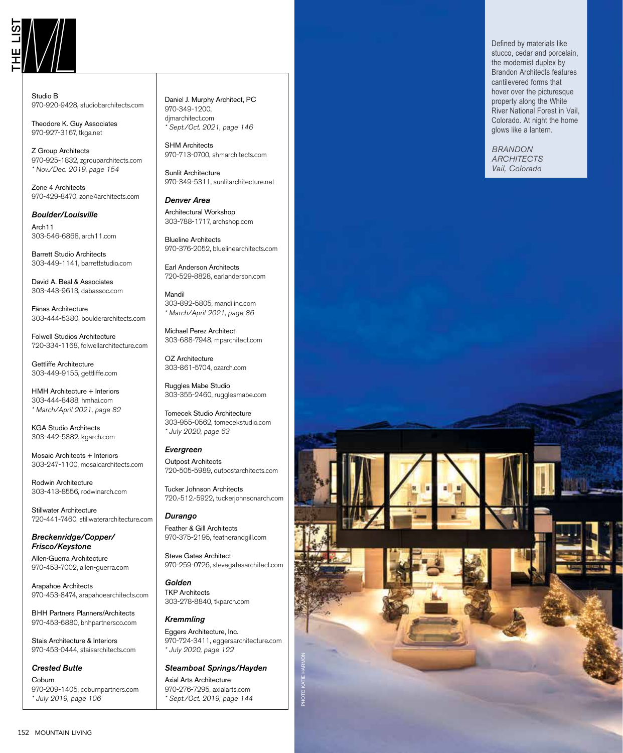Studio B
970-920-9428, studiobarchitects.com

Theodore K. Guy Associates
970-927-3167, tkga.net

Z Group Architects
970-925-1832, zgrouparchitects.com
*\* Nov./Dec. 2019, page 154*

Zone 4 Architects
970-429-8470, zone4architects.com

### *Boulder/Louisville*

Arch11
303-546-6868, arch11.com

Barrett Studio Architects
303-449-1141, barrettstudio.com

David A. Beal & Associates
303-443-9613, dabassoc.com

Fänas Architecture
303-444-5380, boulderarchitects.com

Folwell Studios Architecture
720-334-1168, folwellarchitecture.com

Gettliffe Architecture
303-449-9155, gettliffe.com

HMH Architecture + Interiors
303-444-8488, hmhai.com
*\* March/April 2021, page 82*

KGA Studio Architects
303-442-5882, kgarch.com

Mosaic Architects + Interiors
303-247-1100, mosaicarchitects.com

Rodwin Architecture
303-413-8556, rodwinarch.com

Stillwater Architecture
720-441-7460, stillwaterarchitecture.com

### *Breckenridge/Copper/ Frisco/Keystone*

Allen-Guerra Architecture
970-453-7002, allen-guerra.com

Arapahoe Architects
970-453-8474, arapahoearchitects.com

BHH Partners Planners/Architects
970-453-6880, bhhpartnersco.com

Stais Architecture & Interiors
970-453-0444, staisarchitects.com

### *Crested Butte*

Coburn
970-209-1405, coburnpartners.com
*\* July 2019, page 106*

Daniel J. Murphy Architect, PC
970-349-1200, djmarchitect.com
*\* Sept./Oct. 2021, page 146*

SHM Architects
970-713-0700, shmarchitects.com

Sunlit Architecture
970-349-5311, sunlitarchitecture.net

### *Denver Area*

Architectural Workshop
303-788-1717, archshop.com

Blueline Architects
970-376-2052, bluelinearchitects.com

Earl Anderson Architects
720-529-8828, earlanderson.com

Mandil
303-892-5805, mandilinc.com
*\* March/April 2021, page 86*

Michael Perez Architect
303-688-7948, mparchitect.com

OZ Architecture
303-861-5704, ozarch.com

Ruggles Mabe Studio
303-355-2460, rugglesmabe.com

Tomecek Studio Architecture
303-955-0562, tomecekstudio.com
*\* July 2020, page 63*

### *Evergreen*

Outpost Architects
720-505-5989, outpostarchitects.com

Tucker Johnson Architects
720.-512.-5922, tuckerjohnsonarch.com

### *Durango*

Feather & Gill Architects
970-375-2195, featherandgill.com

Steve Gates Architect
970-259-0726, stevegatesarchitect.com

### *Golden*

TKP Architects
303-278-8840, tkparch.com

### *Kremmling*

Eggers Architecture, Inc.
970-724-3411, eggersarchitecture.com
*\* July 2020, page 122*

### *Steamboat Springs/Hayden*

Axial Arts Architecture
970-276-7295, axialarts.com
*\* Sept./Oct. 2019, page 144*

Defined by materials like stucco, cedar and porcelain, the modernist duplex by Brandon Architects features cantilevered forms that hover over the picturesque property along the White River National Forest in Vail, Colorado. At night the home glows like a lantern.

*BRANDON ARCHITECTS*
*Vail, Colorado*

PHOTO KATIE HARMON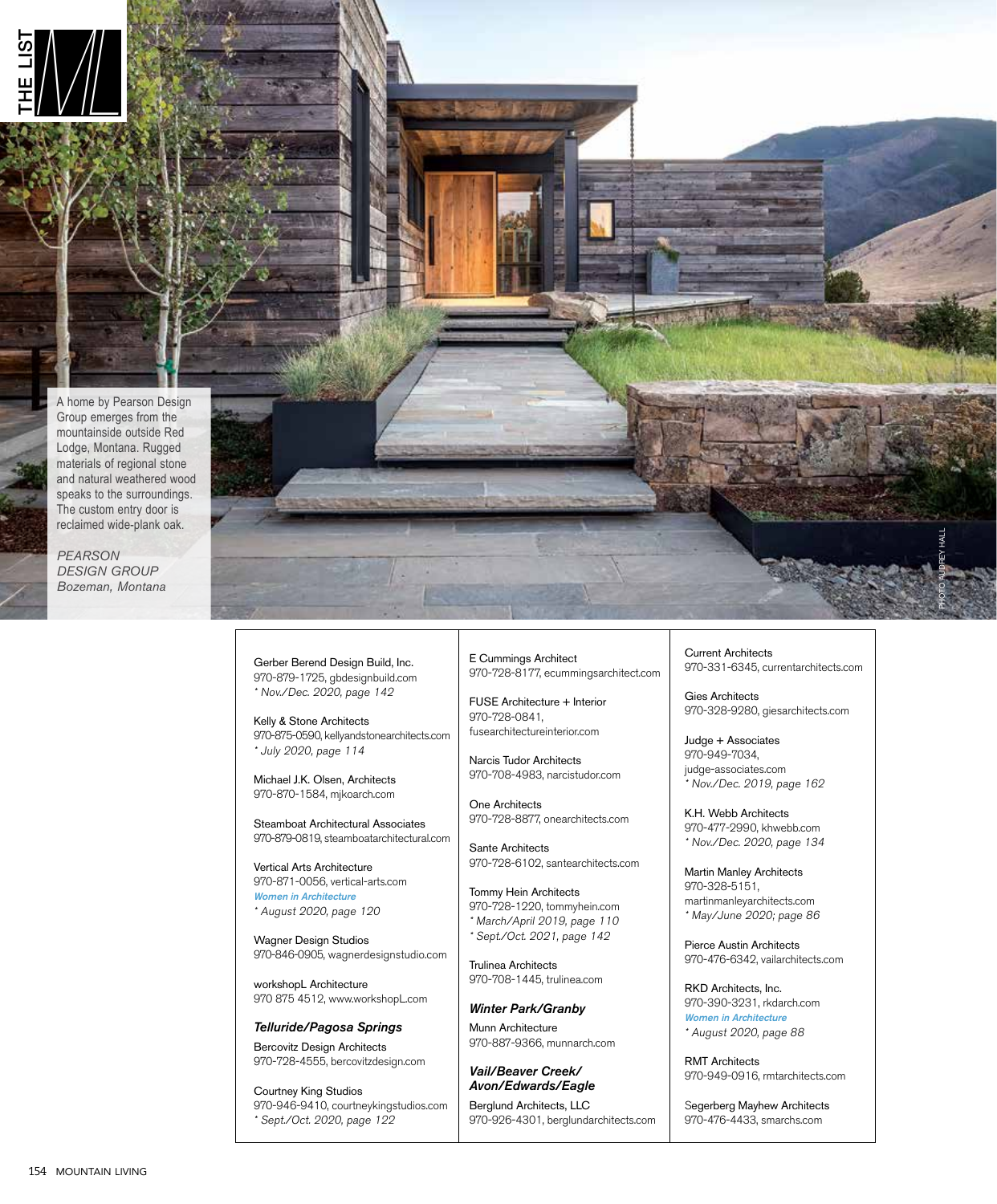A home by Pearson Design Group emerges from the mountainside outside Red Lodge, Montana. Rugged materials of regional stone and natural weathered wood speaks to the surroundings. The custom entry door is reclaimed wide-plank oak.

*PEARSON DESIGN GROUP*
*Bozeman, Montana*

PHOTO AUDREY HALL

Gerber Berend Design Build, Inc.
970-879-1725, gbdesignbuild.com
*\* Nov./Dec. 2020, page 142*

Kelly & Stone Architects
970-875-0590, kellyandstonearchitects.com
*\* July 2020, page 114*

Michael J.K. Olsen, Architects
970-870-1584, mjkoarch.com

Steamboat Architectural Associates
970-879-0819, steamboatarchitectural.com

Vertical Arts Architecture
970-871-0056, vertical-arts.com
***Women in Architecture***
*\* August 2020, page 120*

Wagner Design Studios
970-846-0905, wagnerdesignstudio.com

workshopL Architecture
970 875 4512, www.workshopL.com

### *Telluride/Pagosa Springs*

Bercovitz Design Architects
970-728-4555, bercovitzdesign.com

Courtney King Studios
970-946-9410, courtneykingstudios.com
*\* Sept./Oct. 2020, page 122*

E Cummings Architect
970-728-8177, ecummingsarchitect.com

FUSE Architecture + Interior
970-728-0841,
fusearchitectureinterior.com

Narcis Tudor Architects
970-708-4983, narcistudor.com

One Architects
970-728-8877, onearchitects.com

Sante Architects
970-728-6102, santearchitects.com

Tommy Hein Architects
970-728-1220, tommyhein.com
*\* March/April 2019, page 110*
*\* Sept./Oct. 2021, page 142*

Trulinea Architects
970-708-1445, trulinea.com

### *Winter Park/Granby*

Munn Architecture
970-887-9366, munnarch.com

### *Vail/Beaver Creek/ Avon/Edwards/Eagle*

Berglund Architects, LLC
970-926-4301, berglundarchitects.com

Current Architects
970-331-6345, currentarchitects.com

Gies Architects
970-328-9280, giesarchitects.com

Judge + Associates
970-949-7034,
judge-associates.com
*\* Nov./Dec. 2019, page 162*

K.H. Webb Architects
970-477-2990, khwebb.com
*\* Nov./Dec. 2020, page 134*

Martin Manley Architects
970-328-5151,
martinmanleyarchitects.com
*\* May/June 2020; page 86*

Pierce Austin Architects
970-476-6342, vailarchitects.com

RKD Architects, Inc.
970-390-3231, rkdarch.com
***Women in Architecture***
*\* August 2020, page 88*

RMT Architects
970-949-0916, rmtarchitects.com

Segerberg Mayhew Architects
970-476-4433, smarchs.com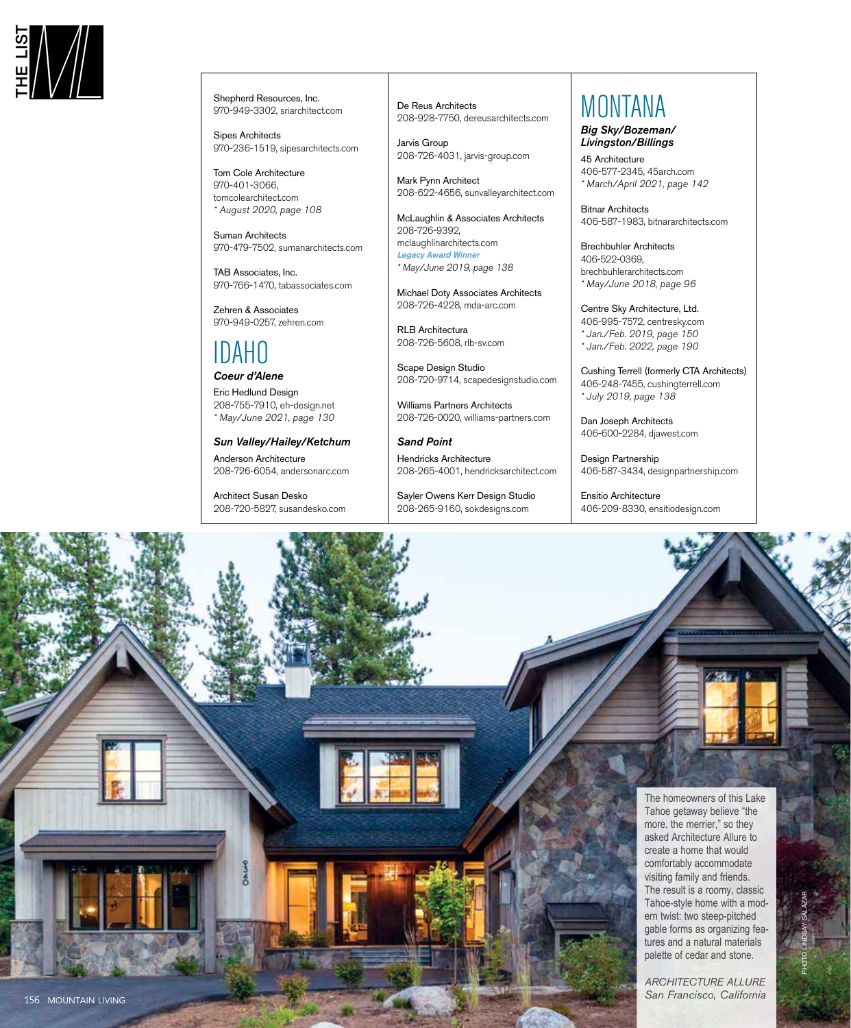Shepherd Resources, Inc.
970-949-3302, sriarchitect.com

Sipes Architects
970-236-1519, sipesarchitects.com

Tom Cole Architecture
970-401-3066,
tomcolearchitect.com
*\* August 2020, page 108*

Suman Architects
970-479-7502, sumanarchitects.com

TAB Associates, Inc.
970-766-1470, tabassociates.com

Zehren & Associates
970-949-0257, zehren.com

# IDAHO

### *Coeur d'Alene*

Eric Hedlund Design
208-755-7910, eh-design.net
*\* May/June 2021, page 130*

### *Sun Valley/Hailey/Ketchum*

Anderson Architecture
208-726-6054, andersonarc.com

Architect Susan Desko
208-720-5827, susandesko.com

De Reus Architects
208-928-7750, dereusarchitects.com

Jarvis Group
208-726-4031, jarvis-group.com

Mark Pynn Architect
208-622-4656, sunvalleyarchitect.com

McLaughlin & Associates Architects
208-726-9392,
mclaughlinarchitects.com
***Legacy Award Winner***
*\* May/June 2019, page 138*

Michael Doty Associates Architects
208-726-4228, mda-arc.com

RLB Architectura
208-726-5608, rlb-sv.com

Scape Design Studio
208-720-9714, scapedesignstudio.com

Williams Partners Architects
208-726-0020, williams-partners.com

### *Sand Point*

Hendricks Architecture
208-265-4001, hendricksarchitect.com

Sayler Owens Kerr Design Studio
208-265-9160, sokdesigns.com

# MONTANA

### *Big Sky/Bozeman/Livingston/Billings*

45 Architecture
406-577-2345, 45arch.com
*\* March/April 2021, page 142*

Bitnar Architects
406-587-1983, bitnararchitects.com

Brechbuhler Architects
406-522-0369,
brechbuhlerarchitects.com
*\* May/June 2018, page 96*

Centre Sky Architecture, Ltd.
406-995-7572, centresky.com
*\* Jan./Feb. 2019, page 150*
*\* Jan./Feb. 2022, page 190*

Cushing Terrell (formerly CTA Architects)
406-248-7455, cushingterrell.com
*\* July 2019, page 138*

Dan Joseph Architects
406-600-2284, djawest.com

Design Partnership
406-587-3434, designpartnership.com

Ensitio Architecture
406-209-8330, ensitiodesign.com

The homeowners of this Lake Tahoe getaway believe "the more, the merrier," so they asked Architecture Allure to create a home that would comfortably accommodate visiting family and friends. The result is a roomy, classic Tahoe-style home with a modern twist: two steep-pitched gable forms as organizing features and a natural materials palette of cedar and stone.

*ARCHITECTURE ALLURE*
*San Francisco, California*

PHOTO LINDSAY SALAZAR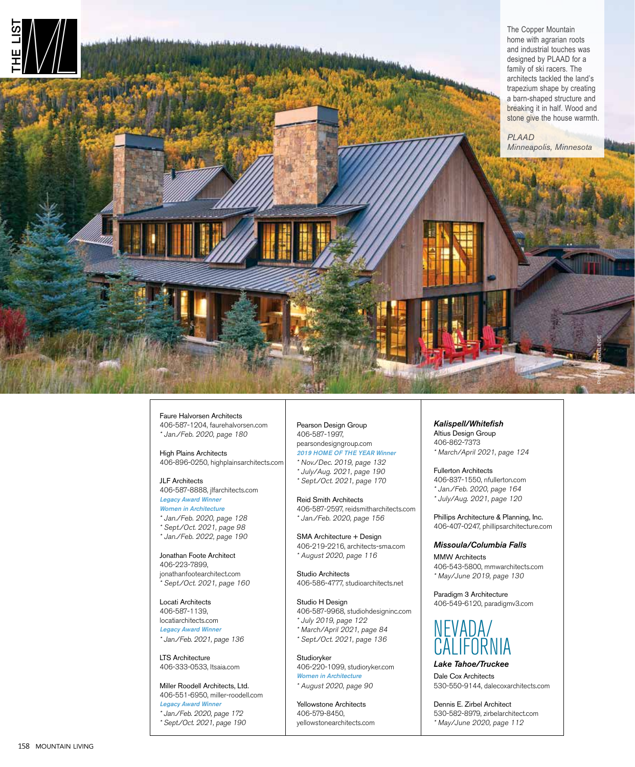The Copper Mountain home with agrarian roots and industrial touches was designed by PLAAD for a family of ski racers. The architects tackled the land's trapezium shape by creating a barn-shaped structure and breaking it in half. Wood and stone give the house warmth.

*PLAAD*
*Minneapolis, Minnesota*

PHOTO: ONDEL INDE

Faure Halvorsen Architects
406-587-1204, faurehalvorsen.com
*\* Jan./Feb. 2020, page 180*

High Plains Architects
406-896-0250, highplainsarchitects.com

JLF Architects
406-587-8888, jlfarchitects.com
***Legacy Award Winner***
***Women in Architecture***
*\* Jan./Feb. 2020, page 128*
*\* Sept./Oct. 2021, page 98*
*\* Jan./Feb. 2022, page 190*

Jonathan Foote Architect
406-223-7899,
jonathanfootearchitect.com
*\* Sept./Oct. 2021, page 160*

Locati Architects
406-587-1139,
locatiarchitects.com
***Legacy Award Winner***
*\* Jan./Feb. 2021, page 136*

LTS Architecture
406-333-0533, ltsaia.com

Miller Roodell Architects, Ltd.
406-551-6950, miller-roodell.com
***Legacy Award Winner***
*\* Jan./Feb. 2020, page 172*
*\* Sept./Oct. 2021, page 190*

Pearson Design Group
406-587-1997,
pearsondesigngroup.com
***2019 HOME OF THE YEAR Winner***
*\* Nov./Dec. 2019, page 132*
*\* July/Aug. 2021, page 190*
*\* Sept./Oct. 2021, page 170*

Reid Smith Architects
406-587-2597, reidsmitharchitects.com
*\* Jan./Feb. 2020, page 156*

SMA Architecture + Design
406-219-2216, architects-sma.com
*\* August 2020, page 116*

Studio Architects
406-586-4777, studioarchitects.net

Studio H Design
406-587-9968, studiohdesigninc.com
*\* July 2019, page 122*
*\* March/April 2021, page 84*
*\* Sept./Oct. 2021, page 136*

Studioryker
406-220-1099, studioryker.com
***Women in Architecture***
*\* August 2020, page 90*

Yellowstone Architects
406-579-8450,
yellowstonearchitects.com

### *Kalispell/Whitefish*

Altius Design Group
406-862-7373
*\* March/April 2021, page 124*

Fullerton Architects
406-837-1550, nfullerton.com
*\* Jan./Feb. 2020, page 164*
*\* July/Aug. 2021, page 120*

Phillips Architecture & Planning, Inc.
406-407-0247, phillipsarchitecture.com

### *Missoula/Columbia Falls*

MMW Architects
406-543-5800, mmwarchitects.com
*\* May/June 2019, page 130*

Paradigm 3 Architecture
406-549-6120, paradigmv3.com

## NEVADA/ CALIFORNIA

### *Lake Tahoe/Truckee*

Dale Cox Architects
530-550-9144, dalecoxarchitects.com

Dennis E. Zirbel Architect
530-582-8979, zirbelarchitect.com
*\* May/June 2020, page 112*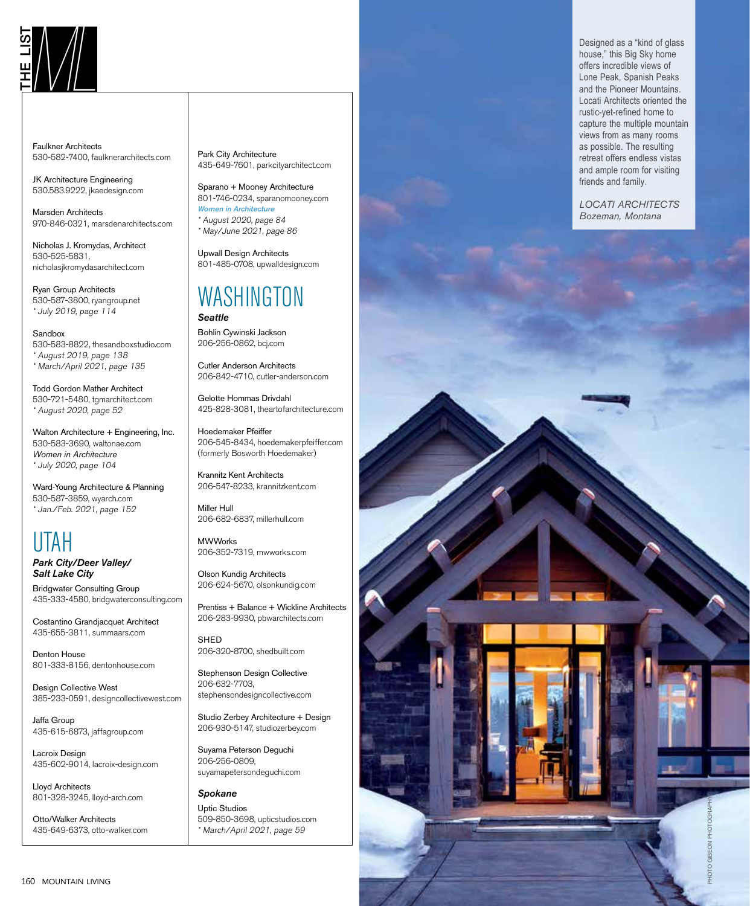# THE LIST ML

Faulkner Architects
530-582-7400, faulknerarchitects.com

JK Architecture Engineering
530.583.9222, jkaedesign.com

Marsden Architects
970-846-0321, marsdenarchitects.com

Nicholas J. Kromydas, Architect
530-525-5831,
nicholasjkromydasarchitect.com

Ryan Group Architects
530-587-3800, ryangroup.net
*\* July 2019, page 114*

Sandbox
530-583-8822, thesandboxstudio.com
*\* August 2019, page 138*
*\* March/April 2021, page 135*

Todd Gordon Mather Architect
530-721-5480, tgmarchitect.com
*\* August 2020, page 52*

Walton Architecture + Engineering, Inc.
530-583-3690, waltonae.com
*Women in Architecture*
*\* July 2020, page 104*

Ward-Young Architecture & Planning
530-587-3859, wyarch.com
*\* Jan./Feb. 2021, page 152*

## UTAH

***Park City/Deer Valley/ Salt Lake City***

Bridgwater Consulting Group
435-333-4580, bridgwaterconsulting.com

Costantino Grandjacquet Architect
435-655-3811, summaars.com

Denton House
801-333-8156, dentonhouse.com

Design Collective West
385-233-0591, designcollectivewest.com

Jaffa Group
435-615-6873, jaffagroup.com

Lacroix Design
435-602-9014, lacroix-design.com

Lloyd Architects
801-328-3245, lloyd-arch.com

Otto/Walker Architects
435-649-6373, otto-walker.com

Park City Architecture
435-649-7601, parkcityarchitect.com

Sparano + Mooney Architecture
801-746-0234, sparanomooney.com
***Women in Architecture***
*\* August 2020, page 84*
*\* May/June 2021, page 86*

Upwall Design Architects
801-485-0708, upwalldesign.com

## WASHINGTON

***Seattle***

Bohlin Cywinski Jackson
206-256-0862, bcj.com

Cutler Anderson Architects
206-842-4710, cutler-anderson.com

Gelotte Hommas Drivdahl
425-828-3081, theartofarchitecture.com

Hoedemaker Pfeiffer
206-545-8434, hoedemakerpfeiffer.com
(formerly Bosworth Hoedemaker)

Krannitz Kent Architects
206-547-8233, krannitzkent.com

Miller Hull
206-682-6837, millerhull.com

MWWorks
206-352-7319, mwworks.com

Olson Kundig Architects
206-624-5670, olsonkundig.com

Prentiss + Balance + Wickline Architects
206-283-9930, pbwarchitects.com

SHED
206-320-8700, shedbuilt.com

Stephenson Design Collective
206-632-7703,
stephensondesigncollective.com

Studio Zerbey Architecture + Design
206-930-5147, studiozerbey.com

Suyama Peterson Deguchi
206-256-0809,
suyamapetersondeguchi.com

***Spokane***

Uptic Studios
509-850-3698, upticstudios.com
*\* March/April 2021, page 59*

Designed as a "kind of glass house," this Big Sky home offers incredible views of Lone Peak, Spanish Peaks and the Pioneer Mountains. Locati Architects oriented the rustic-yet-refined home to capture the multiple mountain views from as many rooms as possible. The resulting retreat offers endless vistas and ample room for visiting friends and family.

*LOCATI ARCHITECTS*
*Bozeman, Montana*

PHOTO GIBEON PHOTOGRAPHY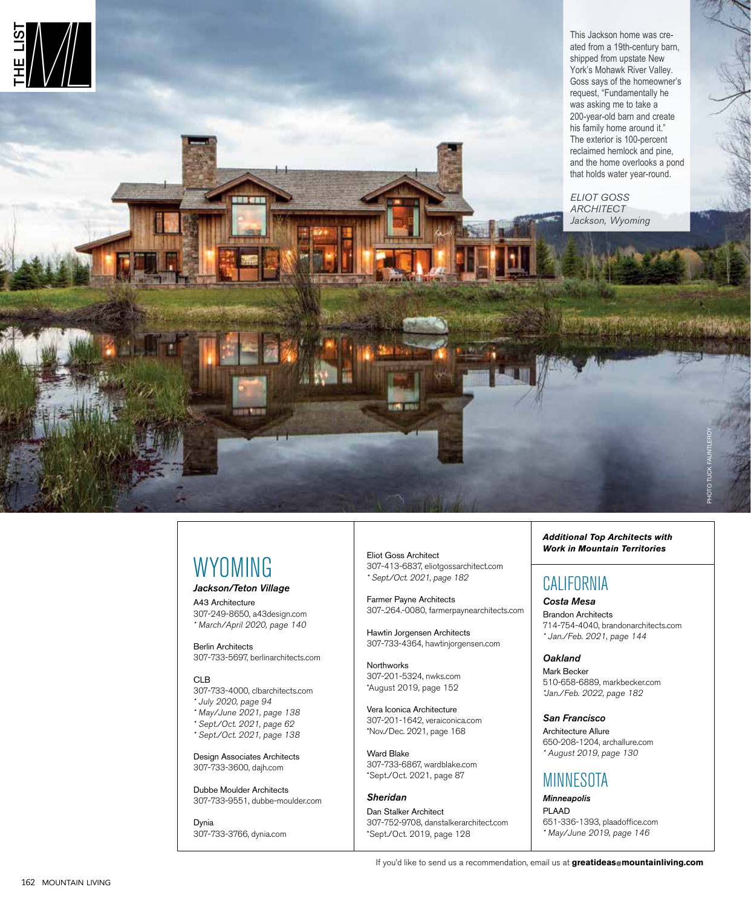THE LIST

This Jackson home was created from a 19th-century barn, shipped from upstate New York's Mohawk River Valley. Goss says of the homeowner's request, "Fundamentally he was asking me to take a 200-year-old barn and create his family home around it." The exterior is 100-percent reclaimed hemlock and pine, and the home overlooks a pond that holds water year-round.

*ELIOT GOSS ARCHITECT*
*Jackson, Wyoming*

PHOTO TUCK FAUNTLEROY

# WYOMING

***Jackson/Teton Village***

A43 Architecture
307-249-8650, a43design.com
*\* March/April 2020, page 140*

Berlin Architects
307-733-5697, berlinarchitects.com

CLB
307-733-4000, clbarchitects.com
*\* July 2020, page 94*
*\* May/June 2021, page 138*
*\* Sept./Oct. 2021, page 62*
*\* Sept./Oct. 2021, page 138*

Design Associates Architects
307-733-3600, dajh.com

Dubbe Moulder Architects
307-733-9551, dubbe-moulder.com

Dynia
307-733-3766, dynia.com

Eliot Goss Architect
307-413-6837, eliotgossarchitect.com
*\* Sept./Oct. 2021, page 182*

Farmer Payne Architects
307-.264.-0080, farmerpaynearchitects.com

Hawtin Jorgensen Architects
307-733-4364, hawtinjorgensen.com

Northworks
307-201-5324, nwks.com
\*August 2019, page 152

Vera Iconica Architecture
307-201-1642, veraiconica.com
\*Nov./Dec. 2021, page 168

Ward Blake
307-733-6867, wardblake.com
\*Sept./Oct. 2021, page 87

***Sheridan***

Dan Stalker Architect
307-752-9708, danstalkerarchitect.com
\*Sept./Oct. 2019, page 128

***Additional Top Architects with Work in Mountain Territories***

# CALIFORNIA

***Costa Mesa***

Brandon Architects
714-754-4040, brandonarchitects.com
*\* Jan./Feb. 2021, page 144*

***Oakland***

Mark Becker
510-658-6889, markbecker.com
*\*Jan./Feb. 2022, page 182*

***San Francisco***

Architecture Allure
650-208-1204, archallure.com
*\* August 2019, page 130*

# MINNESOTA

***Minneapolis***

PLAAD
651-336-1393, plaadoffice.com
*\* May/June 2019, page 146*

If you'd like to send us a recommendation, email us at **greatideas@mountainliving.com**